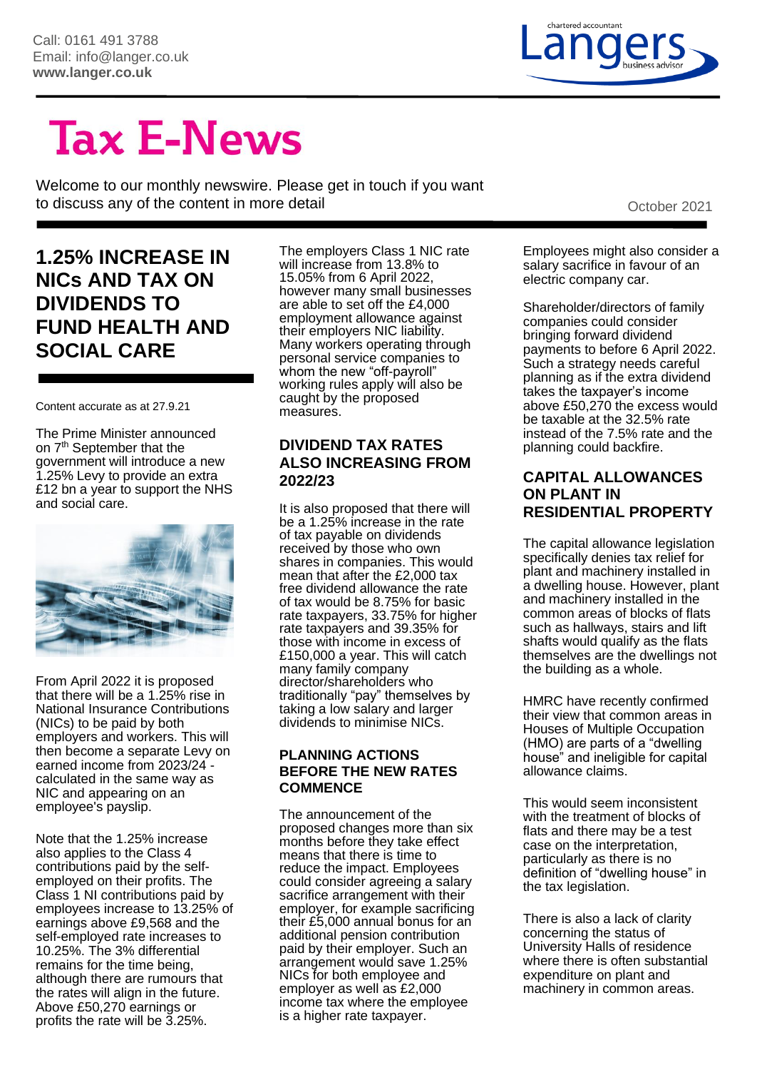Call: 0161 491 3788
Email: info@langer.co.uk
**www.langer.co.uk**

# Tax E-News

Welcome to our monthly newswire. Please get in touch if you want to discuss any of the content in more detail

October 2021

## 1.25% INCREASE IN NICs AND TAX ON DIVIDENDS TO FUND HEALTH AND SOCIAL CARE

Content accurate as at 27.9.21

The Prime Minister announced on 7th September that the government will introduce a new 1.25% Levy to provide an extra £12 bn a year to support the NHS and social care.

From April 2022 it is proposed that there will be a 1.25% rise in National Insurance Contributions (NICs) to be paid by both employers and workers. This will then become a separate Levy on earned income from 2023/24 - calculated in the same way as NIC and appearing on an employee's payslip.

Note that the 1.25% increase also applies to the Class 4 contributions paid by the self-employed on their profits. The Class 1 NI contributions paid by employees increase to 13.25% of earnings above £9,568 and the self-employed rate increases to 10.25%. The 3% differential remains for the time being, although there are rumours that the rates will align in the future. Above £50,270 earnings or profits the rate will be 3.25%.

The employers Class 1 NIC rate will increase from 13.8% to 15.05% from 6 April 2022, however many small businesses are able to set off the £4,000 employment allowance against their employers NIC liability. Many workers operating through personal service companies to whom the new "off-payroll" working rules apply will also be caught by the proposed measures.

### DIVIDEND TAX RATES ALSO INCREASING FROM 2022/23

It is also proposed that there will be a 1.25% increase in the rate of tax payable on dividends received by those who own shares in companies. This would mean that after the £2,000 tax free dividend allowance the rate of tax would be 8.75% for basic rate taxpayers, 33.75% for higher rate taxpayers and 39.35% for those with income in excess of £150,000 a year. This will catch many family company director/shareholders who traditionally "pay" themselves by taking a low salary and larger dividends to minimise NICs.

### PLANNING ACTIONS BEFORE THE NEW RATES COMMENCE

The announcement of the proposed changes more than six months before they take effect means that there is time to reduce the impact. Employees could consider agreeing a salary sacrifice arrangement with their employer, for example sacrificing their £5,000 annual bonus for an additional pension contribution paid by their employer. Such an arrangement would save 1.25% NICs for both employee and employer as well as £2,000 income tax where the employee is a higher rate taxpayer.

Employees might also consider a salary sacrifice in favour of an electric company car.

Shareholder/directors of family companies could consider bringing forward dividend payments to before 6 April 2022. Such a strategy needs careful planning as if the extra dividend takes the taxpayer's income above £50,270 the excess would be taxable at the 32.5% rate instead of the 7.5% rate and the planning could backfire.

## CAPITAL ALLOWANCES ON PLANT IN RESIDENTIAL PROPERTY

The capital allowance legislation specifically denies tax relief for plant and machinery installed in a dwelling house. However, plant and machinery installed in the common areas of blocks of flats such as hallways, stairs and lift shafts would qualify as the flats themselves are the dwellings not the building as a whole.

HMRC have recently confirmed their view that common areas in Houses of Multiple Occupation (HMO) are parts of a "dwelling house" and ineligible for capital allowance claims.

This would seem inconsistent with the treatment of blocks of flats and there may be a test case on the interpretation, particularly as there is no definition of "dwelling house" in the tax legislation.

There is also a lack of clarity concerning the status of University Halls of residence where there is often substantial expenditure on plant and machinery in common areas.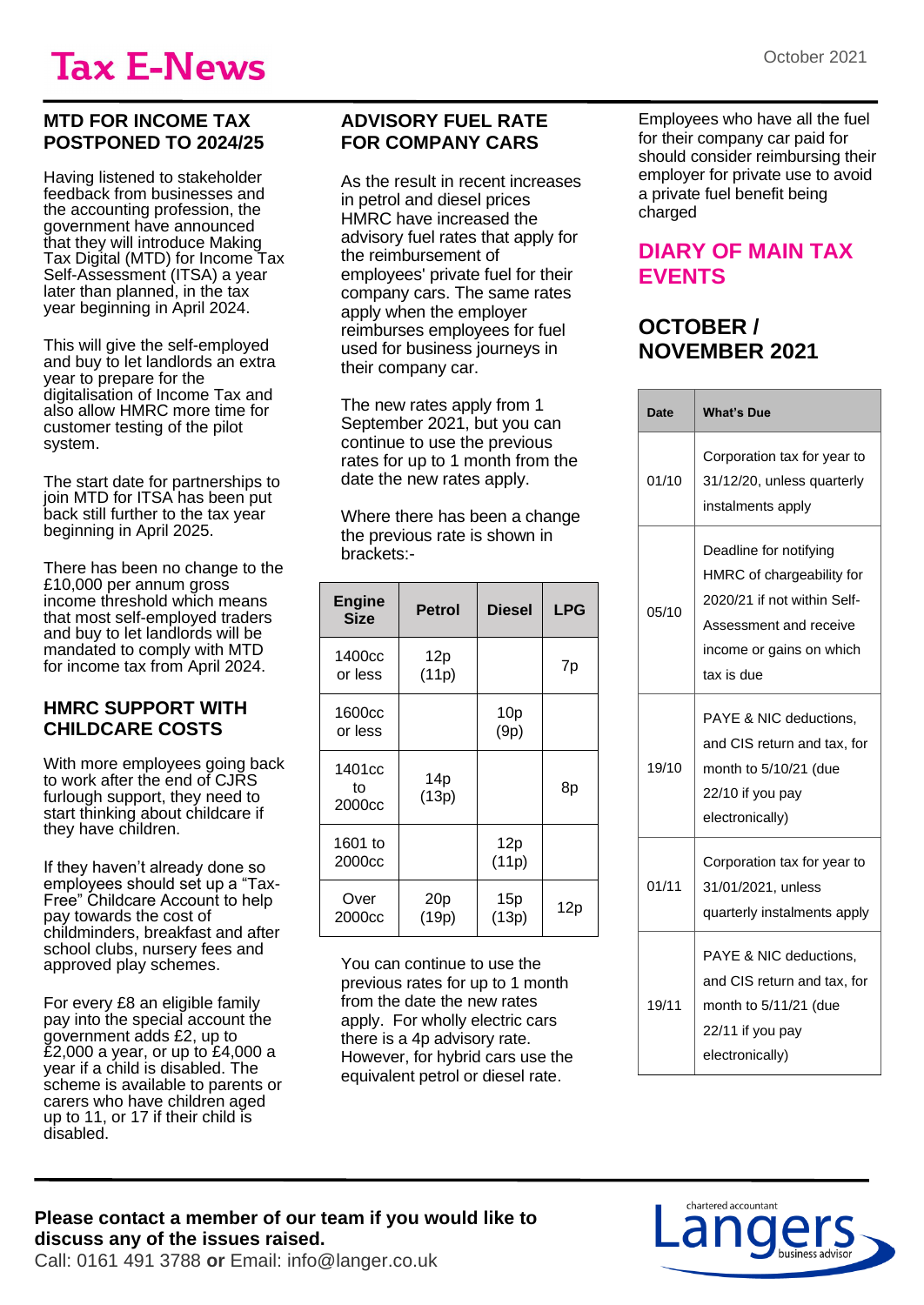# Tax E-News

October 2021

## MTD FOR INCOME TAX POSTPONED TO 2024/25

Having listened to stakeholder feedback from businesses and the accounting profession, the government have announced that they will introduce Making Tax Digital (MTD) for Income Tax Self-Assessment (ITSA) a year later than planned, in the tax year beginning in April 2024.

This will give the self-employed and buy to let landlords an extra year to prepare for the digitalisation of Income Tax and also allow HMRC more time for customer testing of the pilot system.

The start date for partnerships to join MTD for ITSA has been put back still further to the tax year beginning in April 2025.

There has been no change to the £10,000 per annum gross income threshold which means that most self-employed traders and buy to let landlords will be mandated to comply with MTD for income tax from April 2024.

## HMRC SUPPORT WITH CHILDCARE COSTS

With more employees going back to work after the end of CJRS furlough support, they need to start thinking about childcare if they have children.

If they haven't already done so employees should set up a "Tax-Free" Childcare Account to help pay towards the cost of childminders, breakfast and after school clubs, nursery fees and approved play schemes.

For every £8 an eligible family pay into the special account the government adds £2, up to £2,000 a year, or up to £4,000 a year if a child is disabled. The scheme is available to parents or carers who have children aged up to 11, or 17 if their child is disabled.

## ADVISORY FUEL RATE FOR COMPANY CARS

As the result in recent increases in petrol and diesel prices HMRC have increased the advisory fuel rates that apply for the reimbursement of employees' private fuel for their company cars. The same rates apply when the employer reimburses employees for fuel used for business journeys in their company car.

The new rates apply from 1 September 2021, but you can continue to use the previous rates for up to 1 month from the date the new rates apply.

Where there has been a change the previous rate is shown in brackets:-

| Engine Size | Petrol | Diesel | LPG |
|---|---|---|---|
| 1400cc or less | 12p (11p) | | 7p |
| 1600cc or less | | 10p (9p) | |
| 1401cc to 2000cc | 14p (13p) | | 8p |
| 1601 to 2000cc | | 12p (11p) | |
| Over 2000cc | 20p (19p) | 15p (13p) | 12p |

You can continue to use the previous rates for up to 1 month from the date the new rates apply. For wholly electric cars there is a 4p advisory rate. However, for hybrid cars use the equivalent petrol or diesel rate.

Employees who have all the fuel for their company car paid for should consider reimbursing their employer for private use to avoid a private fuel benefit being charged

## DIARY OF MAIN TAX EVENTS

## OCTOBER / NOVEMBER 2021

| Date | What's Due |
|---|---|
| 01/10 | Corporation tax for year to 31/12/20, unless quarterly instalments apply |
| 05/10 | Deadline for notifying HMRC of chargeability for 2020/21 if not within Self-Assessment and receive income or gains on which tax is due |
| 19/10 | PAYE & NIC deductions, and CIS return and tax, for month to 5/10/21 (due 22/10 if you pay electronically) |
| 01/11 | Corporation tax for year to 31/01/2021, unless quarterly instalments apply |
| 19/11 | PAYE & NIC deductions, and CIS return and tax, for month to 5/11/21 (due 22/11 if you pay electronically) |

**Please contact a member of our team if you would like to discuss any of the issues raised.**

Call: 0161 491 3788 **or** Email: info@langer.co.uk

chartered accountant Langers business advisor